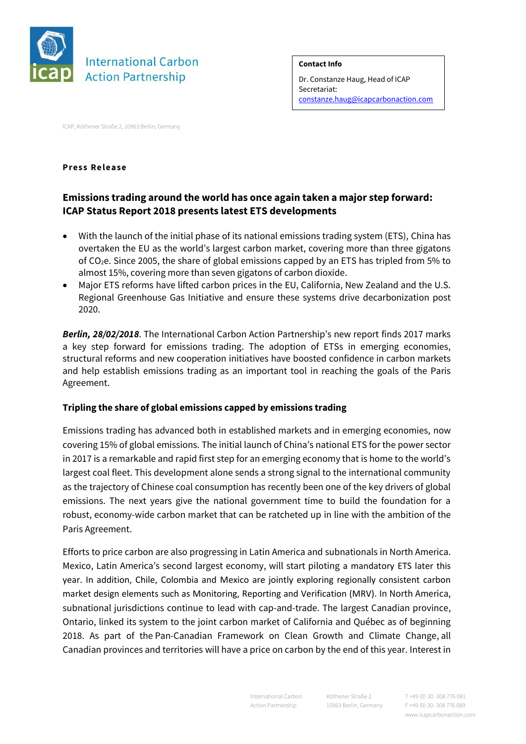International Carbon Action Partnership

**Contact Info**

Dr. Constanze Haug, Head of ICAP Secretariat: constanze.haug@icapcarbonaction.com

ICAP, Köthener Straße 2, 10963 Berlin, Germany

**Press Release**

## Emissions trading around the world has once again taken a major step forward: ICAP Status Report 2018 presents latest ETS developments

- With the launch of the initial phase of its national emissions trading system (ETS), China has overtaken the EU as the world's largest carbon market, covering more than three gigatons of $CO_2e$. Since 2005, the share of global emissions capped by an ETS has tripled from 5% to almost 15%, covering more than seven gigatons of carbon dioxide.
- Major ETS reforms have lifted carbon prices in the EU, California, New Zealand and the U.S. Regional Greenhouse Gas Initiative and ensure these systems drive decarbonization post 2020.

***Berlin, 28/02/2018***. The International Carbon Action Partnership's new report finds 2017 marks a key step forward for emissions trading. The adoption of ETSs in emerging economies, structural reforms and new cooperation initiatives have boosted confidence in carbon markets and help establish emissions trading as an important tool in reaching the goals of the Paris Agreement.

### Tripling the share of global emissions capped by emissions trading

Emissions trading has advanced both in established markets and in emerging economies, now covering 15% of global emissions. The initial launch of China's national ETS for the power sector in 2017 is a remarkable and rapid first step for an emerging economy that is home to the world's largest coal fleet. This development alone sends a strong signal to the international community as the trajectory of Chinese coal consumption has recently been one of the key drivers of global emissions. The next years give the national government time to build the foundation for a robust, economy-wide carbon market that can be ratcheted up in line with the ambition of the Paris Agreement.

Efforts to price carbon are also progressing in Latin America and subnationals in North America. Mexico, Latin America's second largest economy, will start piloting a mandatory ETS later this year. In addition, Chile, Colombia and Mexico are jointly exploring regionally consistent carbon market design elements such as Monitoring, Reporting and Verification (MRV). In North America, subnational jurisdictions continue to lead with cap-and-trade. The largest Canadian province, Ontario, linked its system to the joint carbon market of California and Québec as of beginning 2018. As part of the Pan-Canadian Framework on Clean Growth and Climate Change, all Canadian provinces and territories will have a price on carbon by the end of this year. Interest in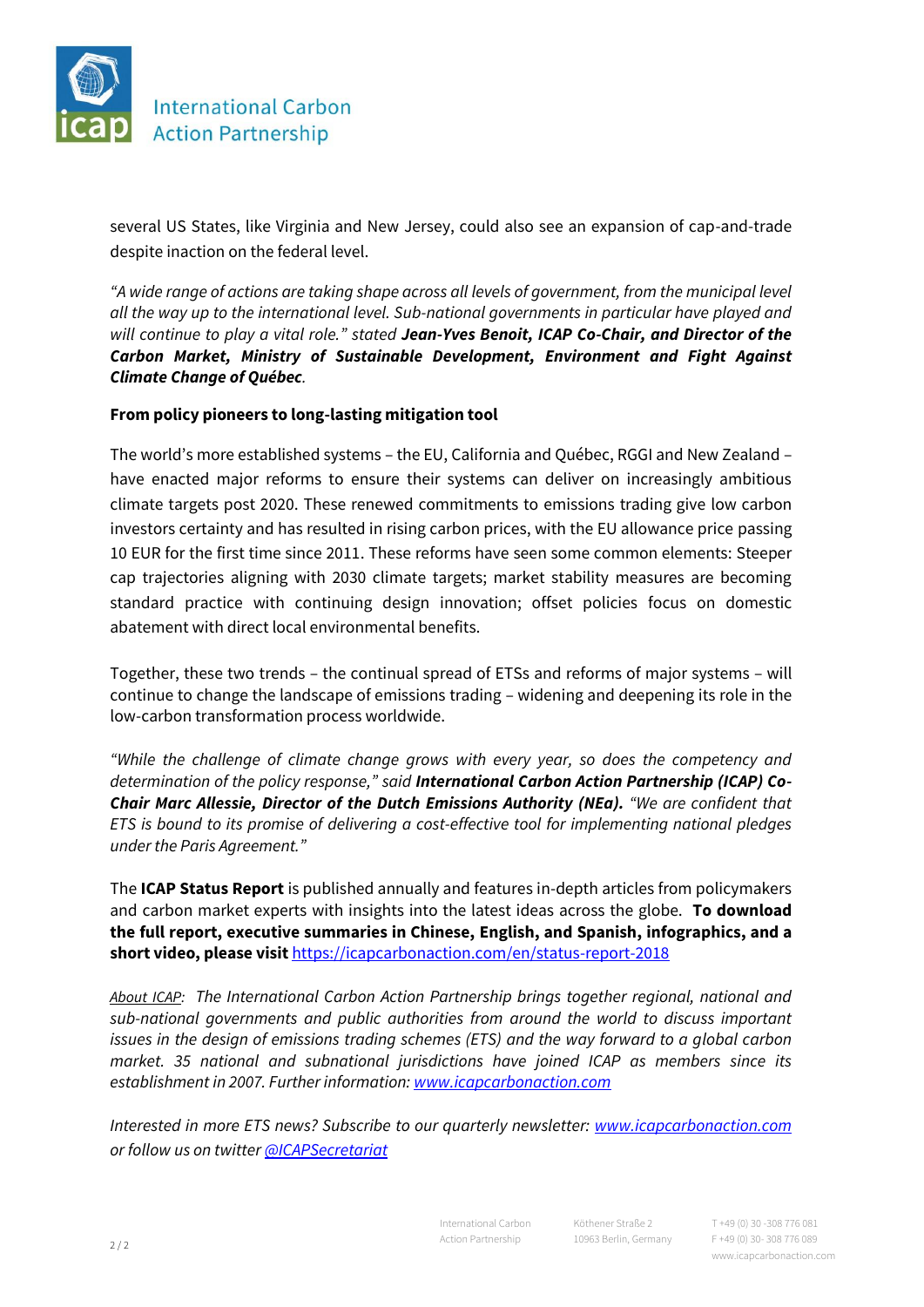several US States, like Virginia and New Jersey, could also see an expansion of cap-and-trade despite inaction on the federal level.

*"A wide range of actions are taking shape across all levels of government, from the municipal level all the way up to the international level. Sub-national governments in particular have played and will continue to play a vital role." stated* ***Jean-Yves Benoit, ICAP Co-Chair, and Director of the Carbon Market, Ministry of Sustainable Development, Environment and Fight Against Climate Change of Québec****.*

**From policy pioneers to long-lasting mitigation tool**

The world's more established systems – the EU, California and Québec, RGGI and New Zealand – have enacted major reforms to ensure their systems can deliver on increasingly ambitious climate targets post 2020. These renewed commitments to emissions trading give low carbon investors certainty and has resulted in rising carbon prices, with the EU allowance price passing 10 EUR for the first time since 2011. These reforms have seen some common elements: Steeper cap trajectories aligning with 2030 climate targets; market stability measures are becoming standard practice with continuing design innovation; offset policies focus on domestic abatement with direct local environmental benefits.

Together, these two trends – the continual spread of ETSs and reforms of major systems – will continue to change the landscape of emissions trading – widening and deepening its role in the low-carbon transformation process worldwide.

*"While the challenge of climate change grows with every year, so does the competency and determination of the policy response," said* ***International Carbon Action Partnership (ICAP) Co-Chair Marc Allessie, Director of the Dutch Emissions Authority (NEa).*** *"We are confident that ETS is bound to its promise of delivering a cost-effective tool for implementing national pledges under the Paris Agreement."*

The **ICAP Status Report** is published annually and features in-depth articles from policymakers and carbon market experts with insights into the latest ideas across the globe. **To download the full report, executive summaries in Chinese, English, and Spanish, infographics, and a short video, please visit** https://icapcarbonaction.com/en/status-report-2018

*About ICAP: The International Carbon Action Partnership brings together regional, national and sub-national governments and public authorities from around the world to discuss important issues in the design of emissions trading schemes (ETS) and the way forward to a global carbon market. 35 national and subnational jurisdictions have joined ICAP as members since its establishment in 2007. Further information: www.icapcarbonaction.com*

*Interested in more ETS news? Subscribe to our quarterly newsletter: www.icapcarbonaction.com or follow us on twitter @ICAPSecretariat*

International Carbon Action Partnership | Köthener Straße 2, 10963 Berlin, Germany | T +49 (0) 30 -308 776 081, F +49 (0) 30- 308 776 089, www.icapcarbonaction.com